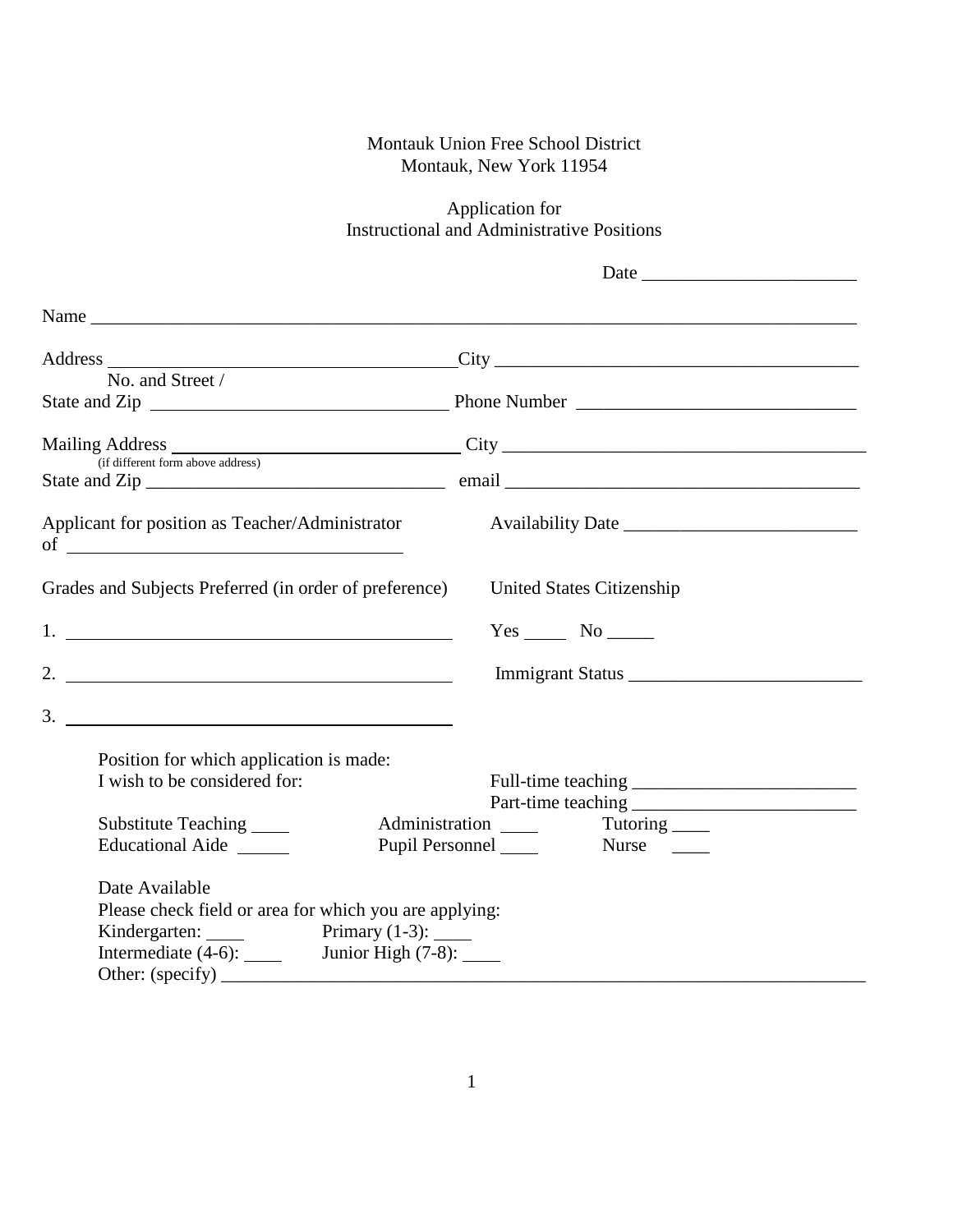Montauk Union Free School District
Montauk, New York 11954

Application for
Instructional and Administrative Positions

Date _______________________

Name ______________________________________________________________________________

Address ______________________________________City ______________________________________
No. and Street /
State and Zip ________________________________ Phone Number ______________________________

Mailing Address ______________________________ City ______________________________________
(if different form above address)
State and Zip ________________________________ email ______________________________________

Applicant for position as Teacher/Administrator of ___________________________________

Availability Date _________________________

Grades and Subjects Preferred (in order of preference)

1. ________________________________________
2. ________________________________________
3. ________________________________________

United States Citizenship

Yes _____ No _____

Immigrant Status _________________________

Position for which application is made:
I wish to be considered for:

Full-time teaching ________________________
Part-time teaching ________________________

Substitute Teaching ____ Administration ____ Tutoring ____
Educational Aide _____ Pupil Personnel ____ Nurse ____

Date Available
Please check field or area for which you are applying:
Kindergarten: ____ Primary (1-3): ____
Intermediate (4-6): ____ Junior High (7-8): ____
Other: (specify) ______________________________________________________________________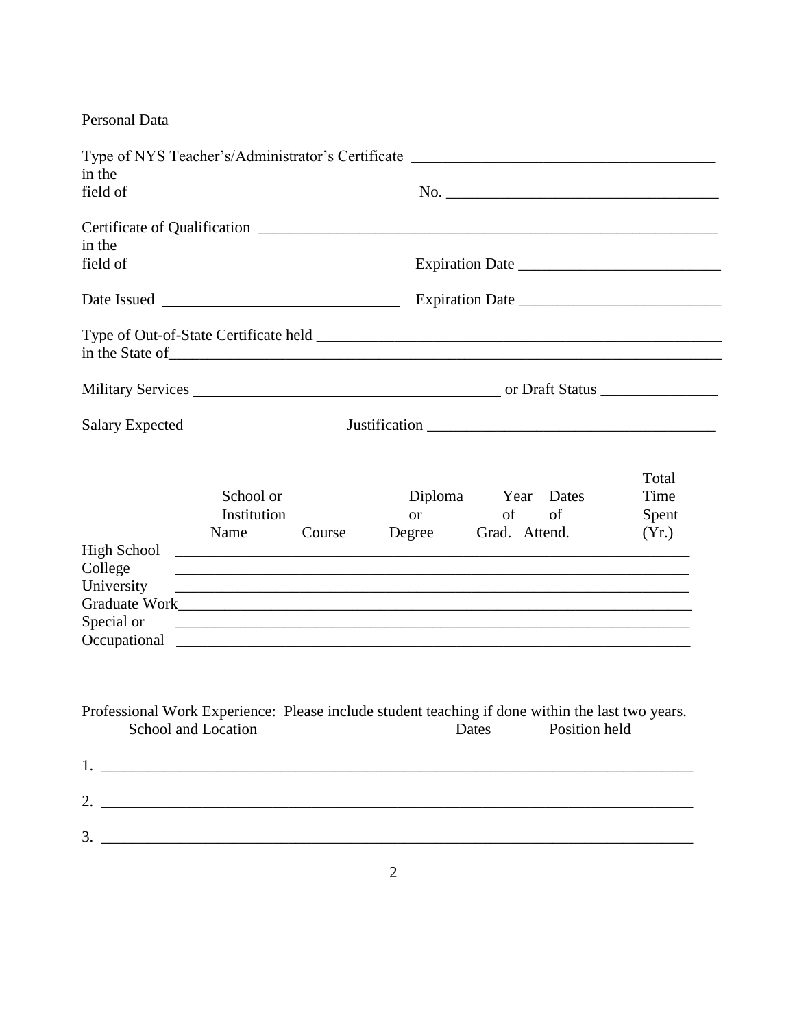Personal Data

Type of NYS Teacher's/Administrator's Certificate ______________________________________
in the
field of _________________________________ No. __________________________________

Certificate of Qualification ____________________________________________________________
in the
field of __________________________________ Expiration Date _________________________

Date Issued _____________________________ Expiration Date _________________________

Type of Out-of-State Certificate held ___________________________________________________
in the State of__________________________________________________________________________

Military Services ________________________________________ or Draft Status _______________

Salary Expected __________________ Justification ____________________________________

| | School or Institution Name | Course | Diploma or Degree | Year of Grad. | Dates of Attend. | Total Time Spent (Yr.) |
|---|---|---|---|---|---|---|
| High School | | | | | | |
| College | | | | | | |
| University | | | | | | |
| Graduate Work | | | | | | |
| Special or Occupational | | | | | | |

Professional Work Experience: Please include student teaching if done within the last two years.

| | School and Location | Dates | Position held |
|---|---|---|---|
| 1. | | | |
| 2. | | | |
| 3. | | | |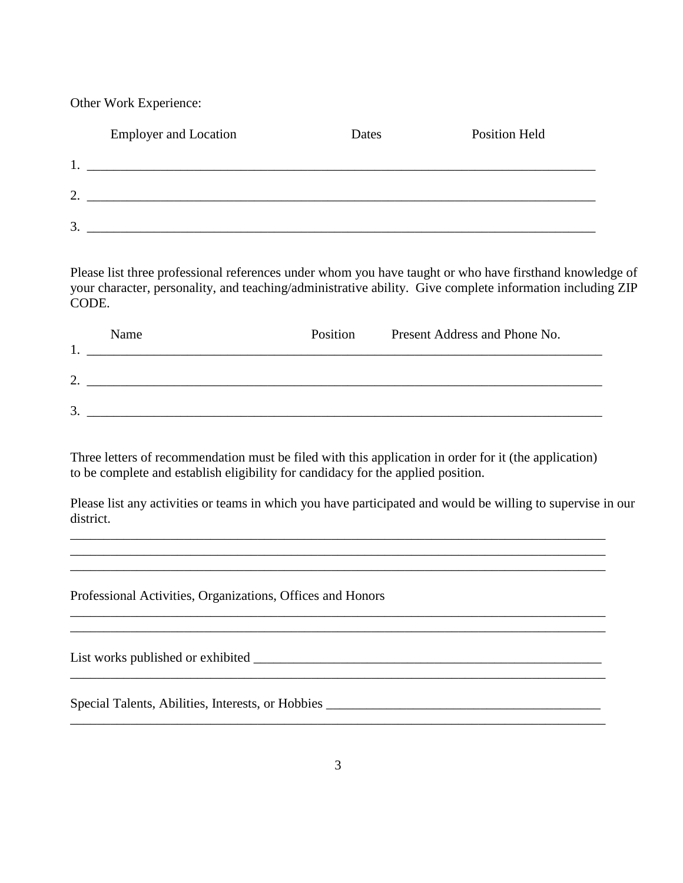Other Work Experience:

| | Employer and Location | Dates | Position Held |
|---|---|---|---|
| 1. | | | |
| 2. | | | |
| 3. | | | |

Please list three professional references under whom you have taught or who have firsthand knowledge of your character, personality, and teaching/administrative ability. Give complete information including ZIP CODE.

| | Name | Position | Present Address and Phone No. |
|---|---|---|---|
| 1. | | | |
| 2. | | | |
| 3. | | | |

Three letters of recommendation must be filed with this application in order for it (the application) to be complete and establish eligibility for candidacy for the applied position.

Please list any activities or teams in which you have participated and would be willing to supervise in our district.

_______________________________________________________________________________
_______________________________________________________________________________
_______________________________________________________________________________

Professional Activities, Organizations, Offices and Honors

_______________________________________________________________________________
_______________________________________________________________________________

List works published or exhibited ______________________________________________________
_______________________________________________________________________________

Special Talents, Abilities, Interests, or Hobbies ________________________________________
_______________________________________________________________________________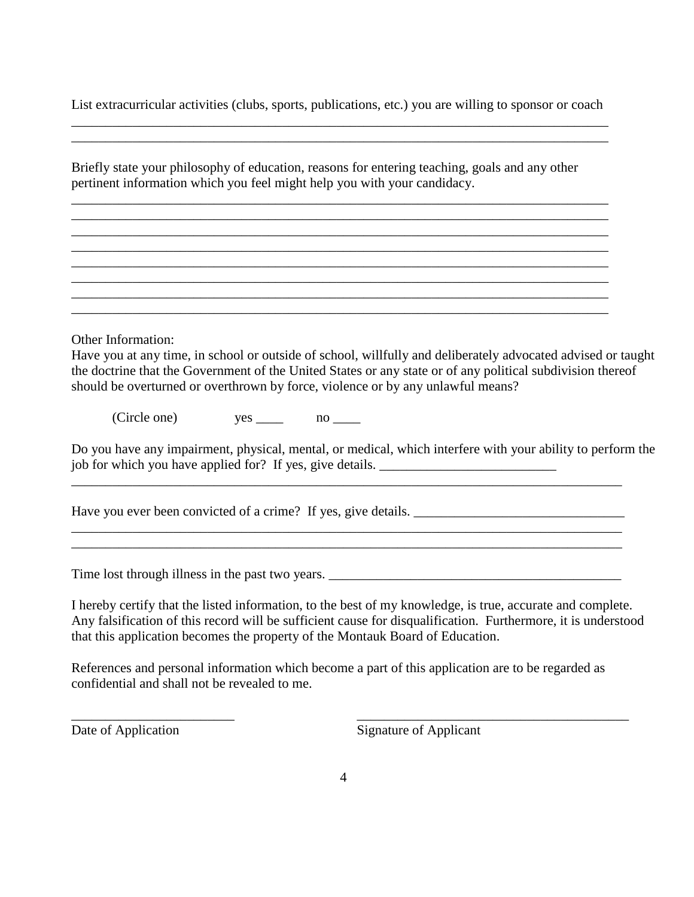List extracurricular activities (clubs, sports, publications, etc.) you are willing to sponsor or coach

______________________________________________________________________________
______________________________________________________________________________

Briefly state your philosophy of education, reasons for entering teaching, goals and any other pertinent information which you feel might help you with your candidacy.

______________________________________________________________________________
______________________________________________________________________________
______________________________________________________________________________
______________________________________________________________________________
______________________________________________________________________________
______________________________________________________________________________
______________________________________________________________________________
______________________________________________________________________________

Other Information:

Have you at any time, in school or outside of school, willfully and deliberately advocated advised or taught the doctrine that the Government of the United States or any state or of any political subdivision thereof should be overturned or overthrown by force, violence or by any unlawful means?

(Circle one) yes ____ no ____

Do you have any impairment, physical, mental, or medical, which interfere with your ability to perform the job for which you have applied for? If yes, give details. __________________________
______________________________________________________________________________

Have you ever been convicted of a crime? If yes, give details. _______________________________
______________________________________________________________________________
______________________________________________________________________________

Time lost through illness in the past two years. _____________________________________________

I hereby certify that the listed information, to the best of my knowledge, is true, accurate and complete. Any falsification of this record will be sufficient cause for disqualification. Furthermore, it is understood that this application becomes the property of the Montauk Board of Education.

References and personal information which become a part of this application are to be regarded as confidential and shall not be revealed to me.

________________________ ________________________________________
Date of Application Signature of Applicant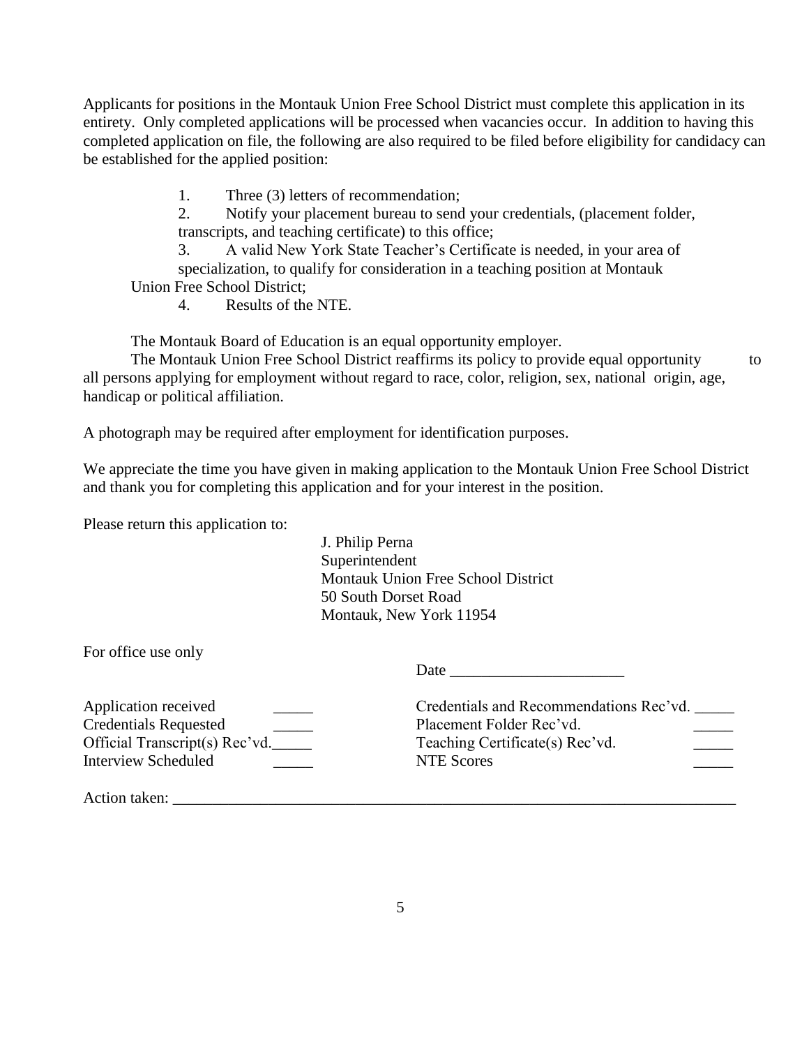Applicants for positions in the Montauk Union Free School District must complete this application in its entirety. Only completed applications will be processed when vacancies occur. In addition to having this completed application on file, the following are also required to be filed before eligibility for candidacy can be established for the applied position:

1. Three (3) letters of recommendation;
2. Notify your placement bureau to send your credentials, (placement folder, transcripts, and teaching certificate) to this office;
3. A valid New York State Teacher's Certificate is needed, in your area of specialization, to qualify for consideration in a teaching position at Montauk Union Free School District;
4. Results of the NTE.

The Montauk Board of Education is an equal opportunity employer.

The Montauk Union Free School District reaffirms its policy to provide equal opportunity to all persons applying for employment without regard to race, color, religion, sex, national origin, age, handicap or political affiliation.

A photograph may be required after employment for identification purposes.

We appreciate the time you have given in making application to the Montauk Union Free School District and thank you for completing this application and for your interest in the position.

Please return this application to:

J. Philip Perna
Superintendent
Montauk Union Free School District
50 South Dorset Road
Montauk, New York 11954

For office use only

Date ______________________

| | | | |
|---|---|---|---|
| Application received | _____ | Credentials and Recommendations Rec'vd. | _____ |
| Credentials Requested | _____ | Placement Folder Rec'vd. | _____ |
| Official Transcript(s) Rec'vd. | _____ | Teaching Certificate(s) Rec'vd. | _____ |
| Interview Scheduled | _____ | NTE Scores | _____ |

Action taken: ___________________________________________________________________________